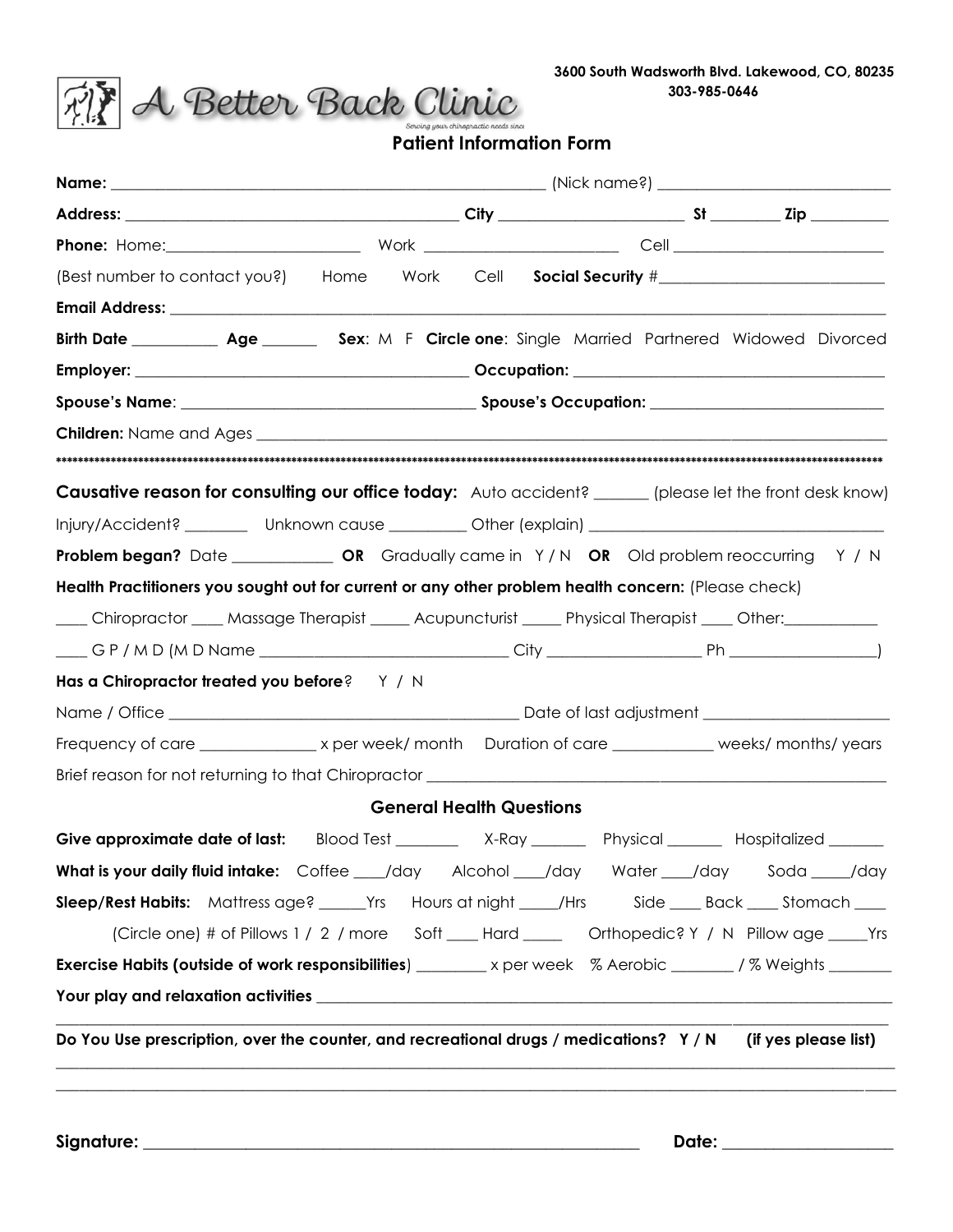3600 South Wadsworth Blvd. Lakewood, CO, 80235
303-985-0646

A Better Back Clinic

Serving your chiropractic needs since

## Patient Information Form

**Name:** ______________________________________________ (Nick name?) ________________________

**Address:** ____________________________________ **City** ____________________ **St** _______ **Zip** ________

**Phone:** Home:_____________________ Work _____________________ Cell _______________________

(Best number to contact you?) Home Work Cell **Social Security** #________________________

**Email Address:** ______________________________________________________________________________

**Birth Date** _________ **Age** ______ **Sex**: M F **Circle one**: Single Married Partnered Widowed Divorced

**Employer:** ____________________________________ **Occupation:** __________________________________

**Spouse's Name**: _________________________________ **Spouse's Occupation:** __________________________

**Children:** Name and Ages ___________________________________________________________________

******************************************************************************************************************************

**Causative reason for consulting our office today:** Auto accident? ______ (please let the front desk know)

Injury/Accident? _______ Unknown cause ________ Other (explain) _________________________________

**Problem began?** Date ___________ **OR** Gradually came in Y / N **OR** Old problem reoccurring Y / N

**Health Practitioners you sought out for current or any other problem health concern:** (Please check)

____ Chiropractor ____ Massage Therapist _____ Acupuncturist _____ Physical Therapist ____ Other:___________

____ G P / M D (M D Name ____________________________ City __________________ Ph _________________)

**Has a Chiropractor treated you before**? Y / N

Name / Office ________________________________________ Date of last adjustment ______________________

Frequency of care _____________ x per week/ month Duration of care ___________ weeks/ months/ years

Brief reason for not returning to that Chiropractor ______________________________________________________

### General Health Questions

**Give approximate date of last:** Blood Test _______ X-Ray ______ Physical ______ Hospitalized ______

**What is your daily fluid intake:** Coffee ____/day Alcohol ____/day Water ____/day Soda _____/day

**Sleep/Rest Habits:** Mattress age? ______Yrs Hours at night _____/Hrs Side ____ Back ____ Stomach ____

(Circle one) # of Pillows 1 / 2 / more Soft ____ Hard _____ Orthopedic? Y / N Pillow age _____Yrs

**Exercise Habits (outside of work responsibilities**) ________ x per week % Aerobic _______ / % Weights _______

**Your play and relaxation activities** _______________________________________________________________

______________________________________________________________________________________________

**Do You Use prescription, over the counter, and recreational drugs / medications? Y / N (if yes please list)**

______________________________________________________________________________________________

______________________________________________________________________________________________

**Signature:** _____________________________________________________ **Date:** __________________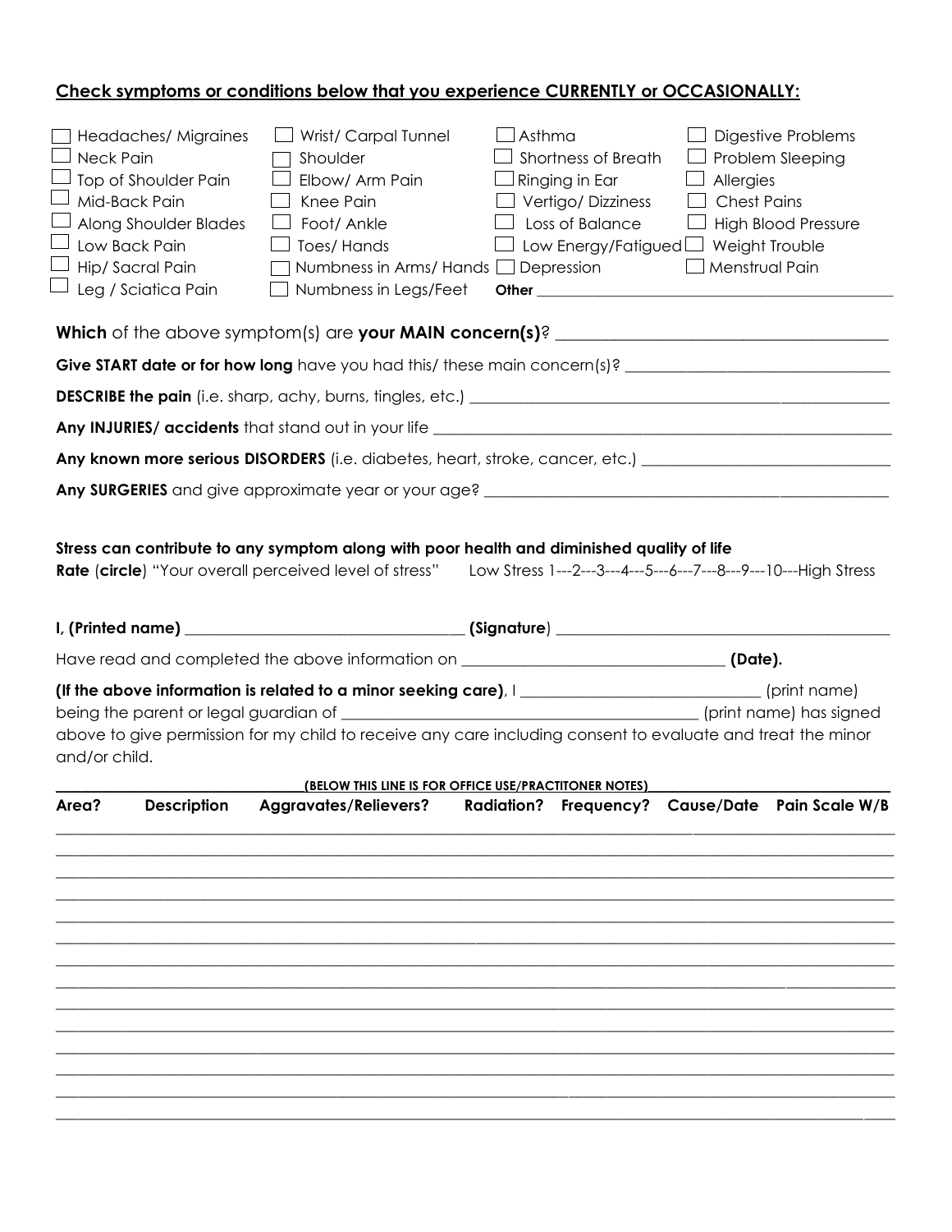**Check symptoms or conditions below that you experience CURRENTLY or OCCASIONALLY:**

| | | | |
|---|---|---|---|
| ☐ Headaches/ Migraines | ☐ Wrist/ Carpal Tunnel | ☐ Asthma | ☐ Digestive Problems |
| ☐ Neck Pain | ☐ Shoulder | ☐ Shortness of Breath | ☐ Problem Sleeping |
| ☐ Top of Shoulder Pain | ☐ Elbow/ Arm Pain | ☐ Ringing in Ear | ☐ Allergies |
| ☐ Mid-Back Pain | ☐ Knee Pain | ☐ Vertigo/ Dizziness | ☐ Chest Pains |
| ☐ Along Shoulder Blades | ☐ Foot/ Ankle | ☐ Loss of Balance | ☐ High Blood Pressure |
| ☐ Low Back Pain | ☐ Toes/ Hands | ☐ Low Energy/Fatigued | ☐ Weight Trouble |
| ☐ Hip/ Sacral Pain | ☐ Numbness in Arms/ Hands | ☐ Depression | ☐ Menstrual Pain |
| ☐ Leg / Sciatica Pain | ☐ Numbness in Legs/Feet | **Other** ____________________ | |

**Which** of the above symptom(s) are **your MAIN concern(s)**? ______________________________

**Give START date or for how long** have you had this/ these main concern(s)? ______________________________

**DESCRIBE the pain** (i.e. sharp, achy, burns, tingles, etc.) ______________________________

**Any INJURIES/ accidents** that stand out in your life ______________________________

**Any known more serious DISORDERS** (i.e. diabetes, heart, stroke, cancer, etc.) ______________________________

**Any SURGERIES** and give approximate year or your age? ______________________________

**Stress can contribute to any symptom along with poor health and diminished quality of life**

**Rate** (**circle**) "Your overall perceived level of stress" Low Stress 1---2---3---4---5---6---7---8---9---10---High Stress

**I, (Printed name)** ______________________________ **(Signature**) ______________________________

Have read and completed the above information on ______________________________ **(Date).**

**(If the above information is related to a minor seeking care)**, I ______________________________ (print name) being the parent or legal guardian of ______________________________ (print name) has signed above to give permission for my child to receive any care including consent to evaluate and treat the minor and/or child.

**(BELOW THIS LINE IS FOR OFFICE USE/PRACTITONER NOTES)**

| Area? | Description | Aggravates/Relievers? | Radiation? | Frequency? | Cause/Date | Pain Scale W/B |
|---|---|---|---|---|---|---|
| | | | | | | |
| | | | | | | |
| | | | | | | |
| | | | | | | |
| | | | | | | |
| | | | | | | |
| | | | | | | |
| | | | | | | |
| | | | | | | |
| | | | | | | |
| | | | | | | |
| | | | | | | |
| | | | | | | |
| | | | | | | |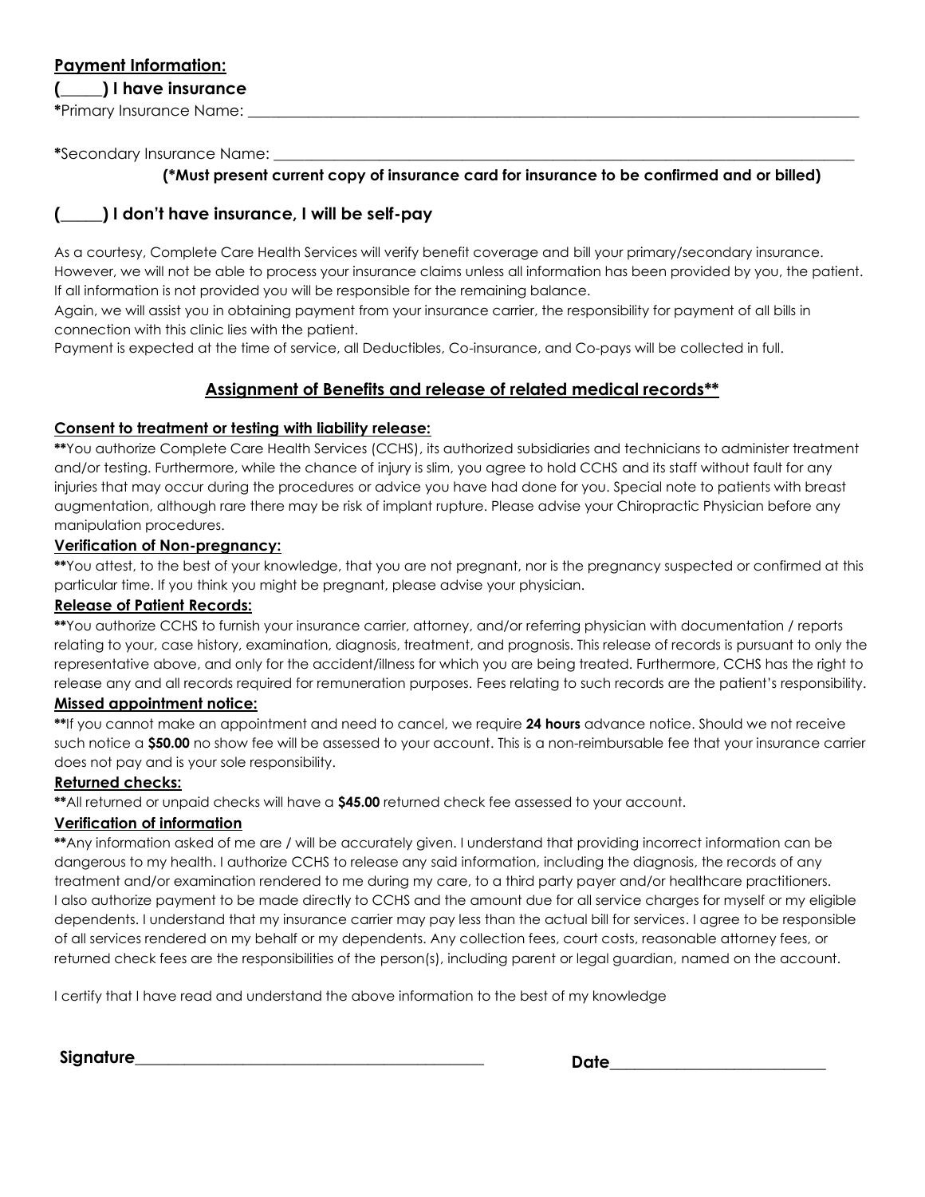**Payment Information:**

**(\_\_\_\_\_) I have insurance**

**\***Primary Insurance Name: \_\_\_\_\_\_\_\_\_\_\_\_\_\_\_\_\_\_\_\_\_\_\_\_\_\_\_\_\_\_\_\_\_\_\_\_\_\_\_\_\_\_\_\_\_\_\_\_\_\_\_\_\_\_\_\_\_\_\_\_\_\_\_\_\_\_\_\_\_\_

**\***Secondary Insurance Name: \_\_\_\_\_\_\_\_\_\_\_\_\_\_\_\_\_\_\_\_\_\_\_\_\_\_\_\_\_\_\_\_\_\_\_\_\_\_\_\_\_\_\_\_\_\_\_\_\_\_\_\_\_\_\_\_\_\_\_\_\_\_\_\_\_\_

**(\*Must present current copy of insurance card for insurance to be confirmed and or billed)**

**(\_\_\_\_\_) I don't have insurance, I will be self-pay**

As a courtesy, Complete Care Health Services will verify benefit coverage and bill your primary/secondary insurance. However, we will not be able to process your insurance claims unless all information has been provided by you, the patient. If all information is not provided you will be responsible for the remaining balance.

Again, we will assist you in obtaining payment from your insurance carrier, the responsibility for payment of all bills in connection with this clinic lies with the patient.

Payment is expected at the time of service, all Deductibles, Co-insurance, and Co-pays will be collected in full.

## Assignment of Benefits and release of related medical records**

**Consent to treatment or testing with liability release:**

**\*\***You authorize Complete Care Health Services (CCHS), its authorized subsidiaries and technicians to administer treatment and/or testing. Furthermore, while the chance of injury is slim, you agree to hold CCHS and its staff without fault for any injuries that may occur during the procedures or advice you have had done for you. Special note to patients with breast augmentation, although rare there may be risk of implant rupture. Please advise your Chiropractic Physician before any manipulation procedures.

**Verification of Non-pregnancy:**

**\*\***You attest, to the best of your knowledge, that you are not pregnant, nor is the pregnancy suspected or confirmed at this particular time. If you think you might be pregnant, please advise your physician.

**Release of Patient Records:**

**\*\***You authorize CCHS to furnish your insurance carrier, attorney, and/or referring physician with documentation / reports relating to your, case history, examination, diagnosis, treatment, and prognosis. This release of records is pursuant to only the representative above, and only for the accident/illness for which you are being treated. Furthermore, CCHS has the right to release any and all records required for remuneration purposes. Fees relating to such records are the patient's responsibility.

**Missed appointment notice:**

**\*\***If you cannot make an appointment and need to cancel, we require **24 hours** advance notice. Should we not receive such notice a **$50.00** no show fee will be assessed to your account. This is a non-reimbursable fee that your insurance carrier does not pay and is your sole responsibility.

**Returned checks:**

**\*\***All returned or unpaid checks will have a **$45.00** returned check fee assessed to your account.

**Verification of information**

**\*\***Any information asked of me are / will be accurately given. I understand that providing incorrect information can be dangerous to my health. I authorize CCHS to release any said information, including the diagnosis, the records of any treatment and/or examination rendered to me during my care, to a third party payer and/or healthcare practitioners. I also authorize payment to be made directly to CCHS and the amount due for all service charges for myself or my eligible dependents. I understand that my insurance carrier may pay less than the actual bill for services. I agree to be responsible of all services rendered on my behalf or my dependents. Any collection fees, court costs, reasonable attorney fees, or returned check fees are the responsibilities of the person(s), including parent or legal guardian, named on the account.

I certify that I have read and understand the above information to the best of my knowledge

**Signature**\_\_\_\_\_\_\_\_\_\_\_\_\_\_\_\_\_\_\_\_\_\_\_\_\_\_\_\_\_\_\_\_\_\_\_\_\_\_\_\_\_\_ **Date**\_\_\_\_\_\_\_\_\_\_\_\_\_\_\_\_\_\_\_\_\_\_\_\_\_\_